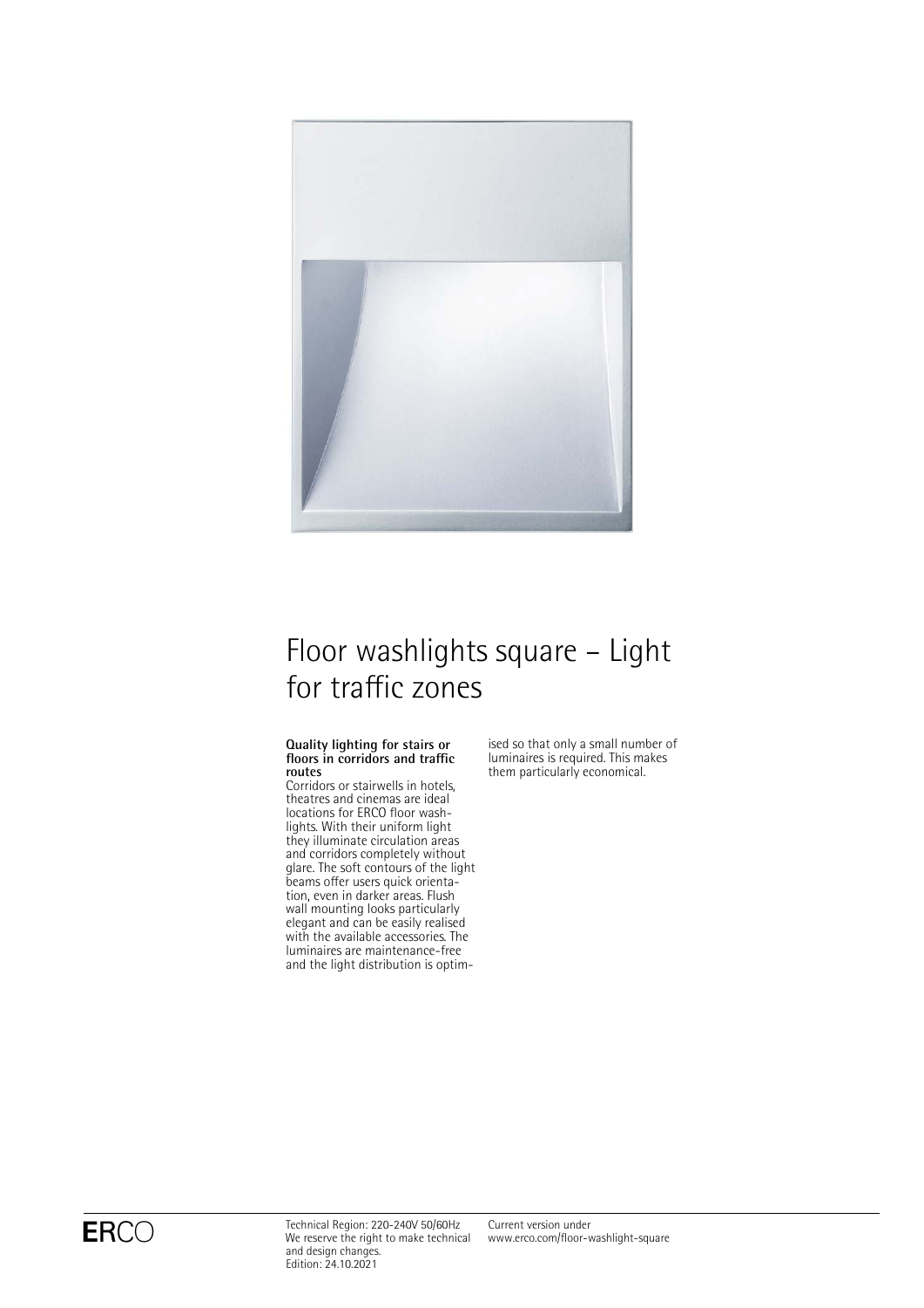# Floor washlights square – Light for traffic zones

**Quality lighting for stairs or floors in corridors and traffic routes**

Corridors or stairwells in hotels, theatres and cinemas are ideal locations for ERCO floor washlights. With their uniform light they illuminate circulation areas and corridors completely without glare. The soft contours of the light beams offer users quick orientation, even in darker areas. Flush wall mounting looks particularly elegant and can be easily realised with the available accessories. The luminaires are maintenance-free and the light distribution is optimised so that only a small number of luminaires is required. This makes them particularly economical.

ERCO

Technical Region: 220-240V 50/60Hz
We reserve the right to make technical and design changes.
Edition: 24.10.2021

Current version under
www.erco.com/floor-washlight-square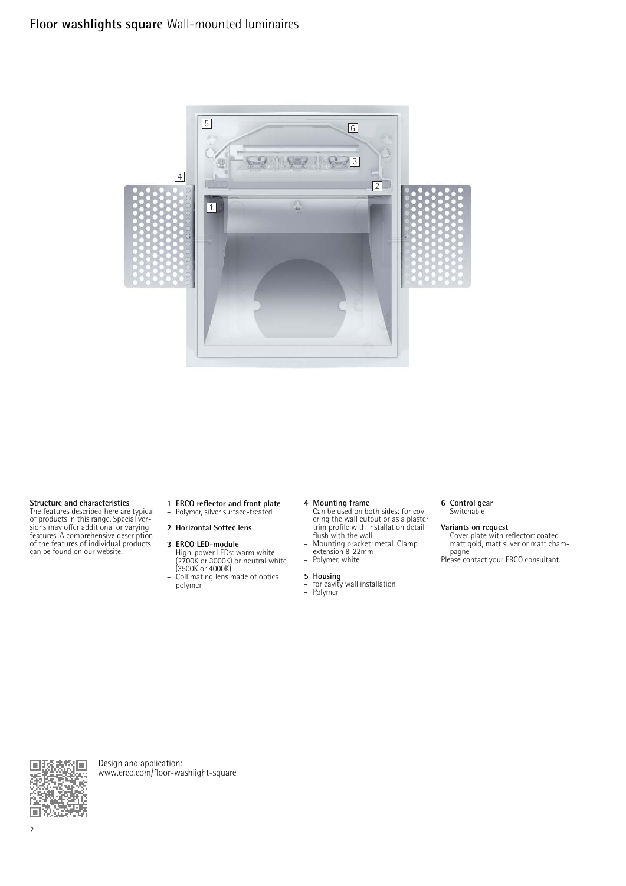# Floor washlights square Wall-mounted luminaires

**Structure and characteristics**
The features described here are typical of products in this range. Special versions may offer additional or varying features. A comprehensive description of the features of individual products can be found on our website.

**1 ERCO reflector and front plate**
- Polymer, silver surface-treated

**2 Horizontal Softec lens**

**3 ERCO LED-module**
- High-power LEDs: warm white (2700K or 3000K) or neutral white (3500K or 4000K)
- Collimating lens made of optical polymer

**4 Mounting frame**
- Can be used on both sides: for covering the wall cutout or as a plaster trim profile with installation detail flush with the wall
- Mounting bracket: metal. Clamp extension 8-22mm
- Polymer, white

**5 Housing**
- for cavity wall installation
- Polymer

**6 Control gear**
- Switchable

**Variants on request**
- Cover plate with reflector: coated matt gold, matt silver or matt champagne

Please contact your ERCO consultant.

Design and application:
www.erco.com/floor-washlight-square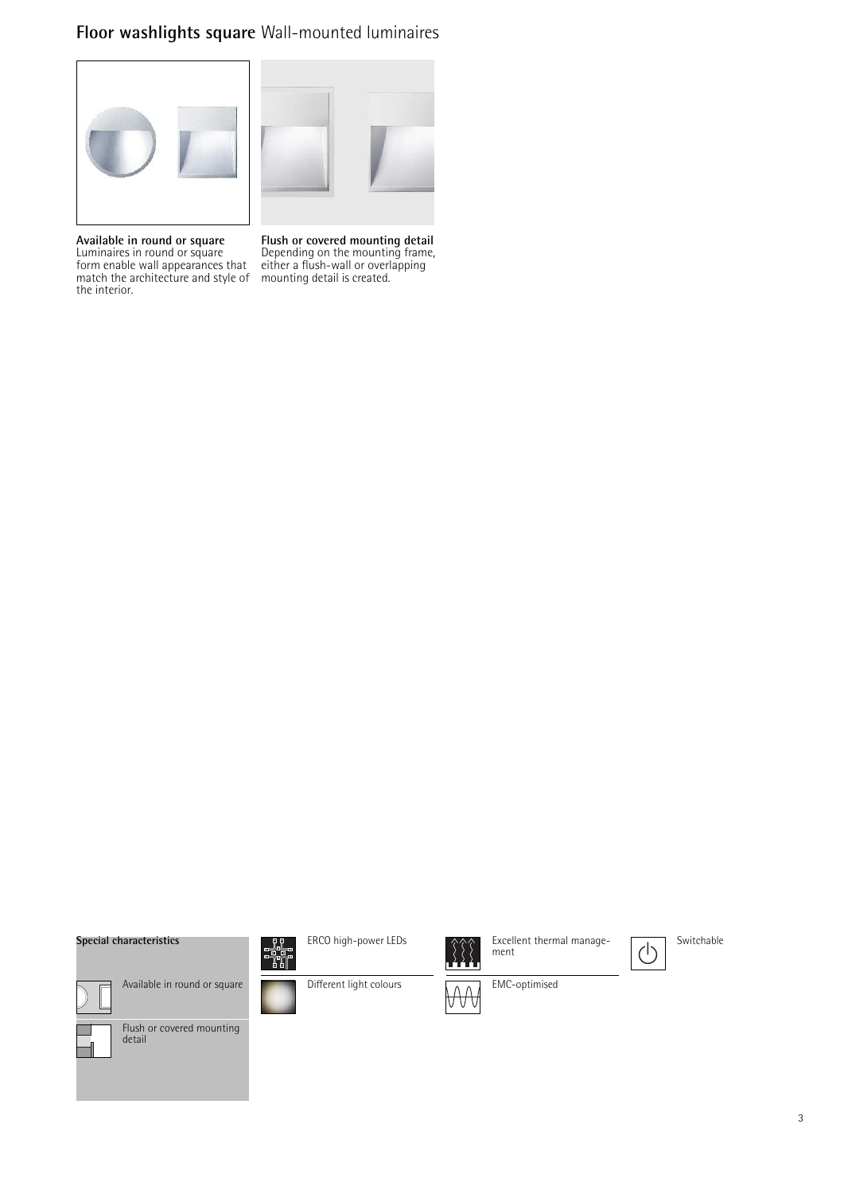# Floor washlights square Wall-mounted luminaires

**Available in round or square**
Luminaires in round or square form enable wall appearances that match the architecture and style of the interior.

**Flush or covered mounting detail**
Depending on the mounting frame, either a flush-wall or overlapping mounting detail is created.

**Special characteristics**

- Available in round or square
- Flush or covered mounting detail
- ERCO high-power LEDs
- Different light colours
- Excellent thermal management
- EMC-optimised
- Switchable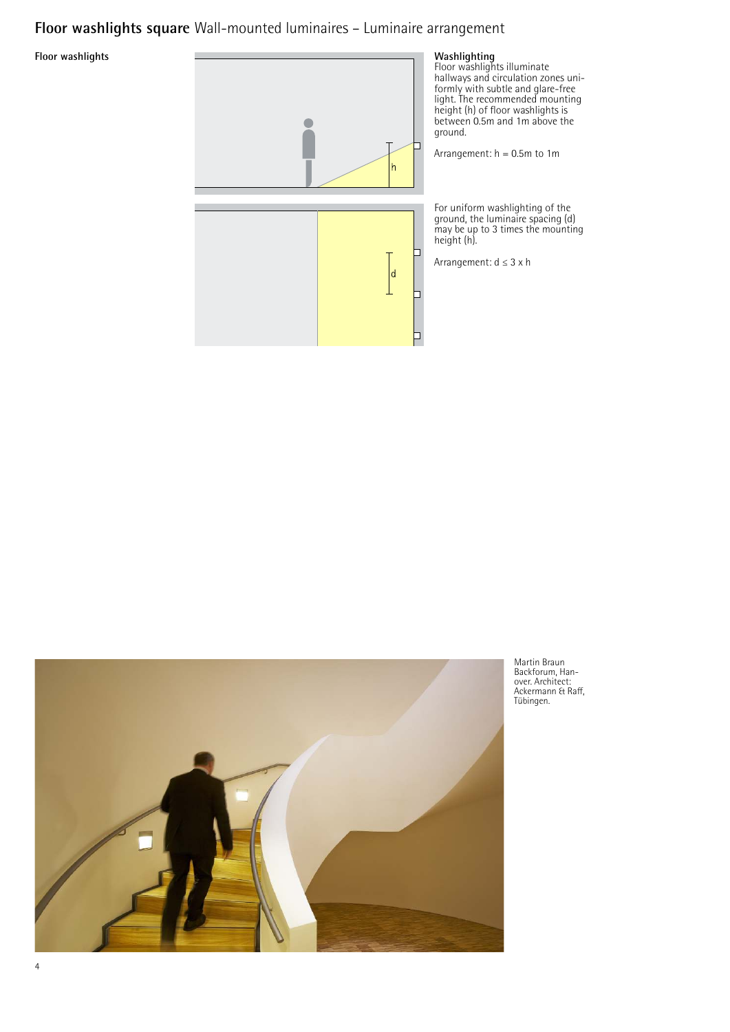# **Floor washlights square** Wall-mounted luminaires – Luminaire arrangement

**Floor washlights**

**Washlighting**
Floor washlights illuminate hallways and circulation zones uniformly with subtle and glare-free light. The recommended mounting height (h) of floor washlights is between 0.5m and 1m above the ground.

Arrangement: h = 0.5m to 1m

For uniform washlighting of the ground, the luminaire spacing (d) may be up to 3 times the mounting height (h).

Arrangement: d ≤ 3 x h

Martin Braun Backforum, Hanover. Architect: Ackermann & Raff, Tübingen.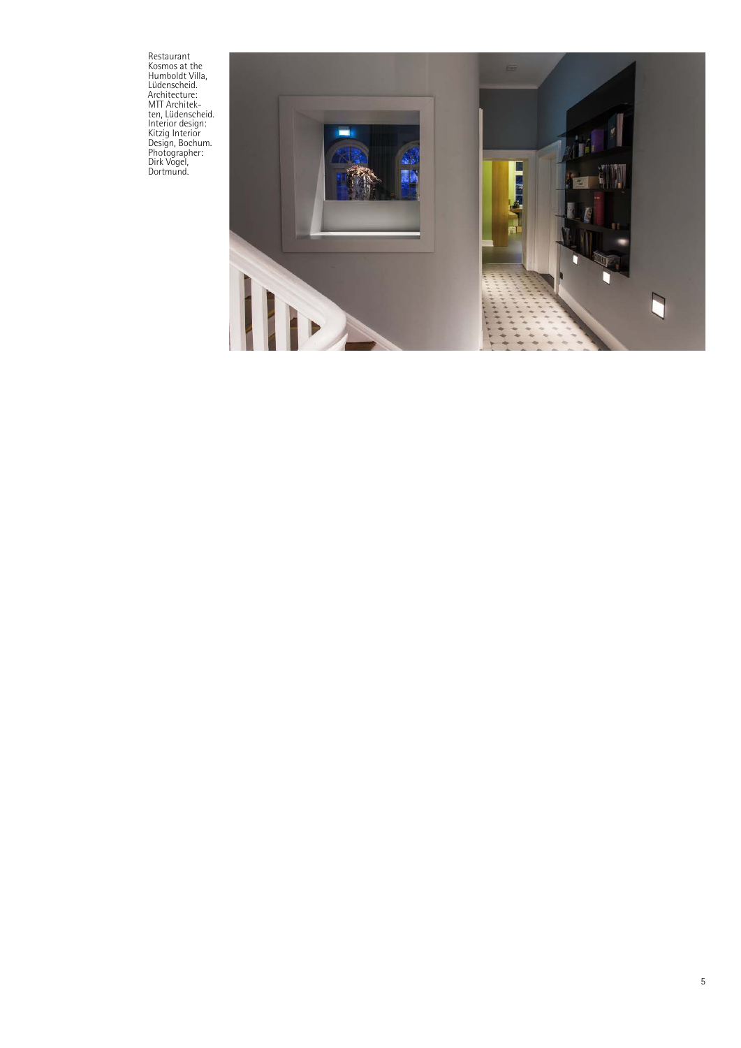Restaurant Kosmos at the Humboldt Villa, Lüdenscheid. Architecture: MTT Architekten, Lüdenscheid. Interior design: Kitzig Interior Design, Bochum. Photographer: Dirk Vogel, Dortmund.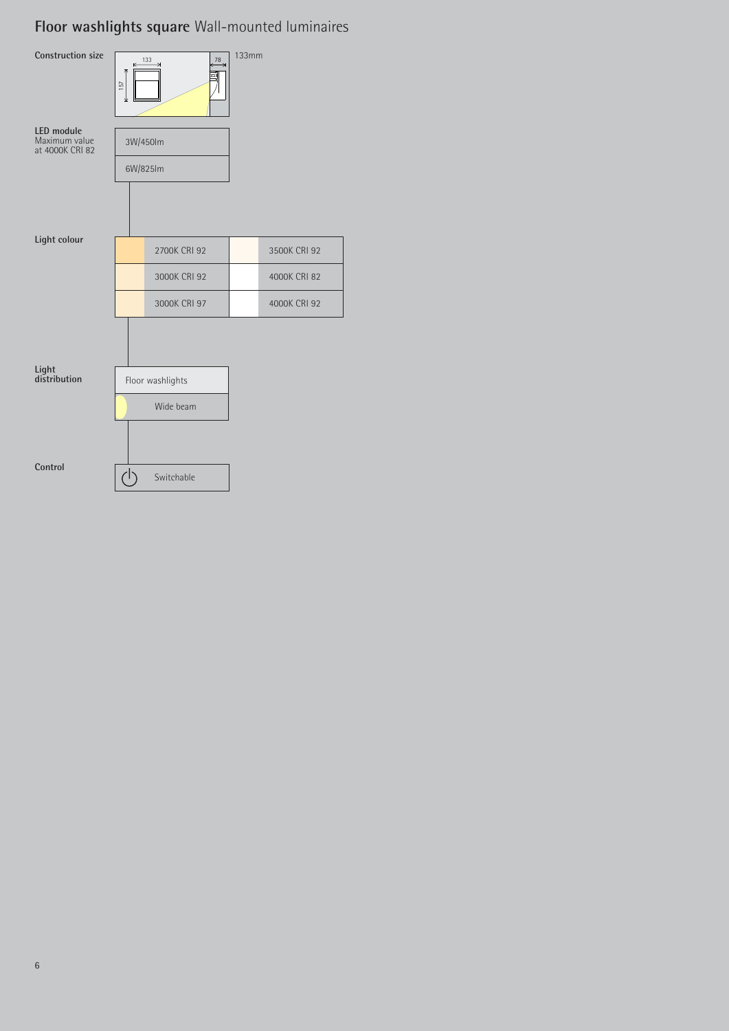# **Floor washlights square** Wall-mounted luminaires

**Construction size**

133 | 78 | 157

133mm

**LED module**
Maximum value at 4000K CRI 82

| |
|---|
| 3W/450lm |
| 6W/825lm |

**Light colour**

| | |
|---|---|
| 2700K CRI 92 | 3500K CRI 92 |
| 3000K CRI 92 | 4000K CRI 82 |
| 3000K CRI 97 | 4000K CRI 92 |

**Light distribution**

| Floor washlights |
|---|
| Wide beam |

**Control**

| |
|---|
| Switchable |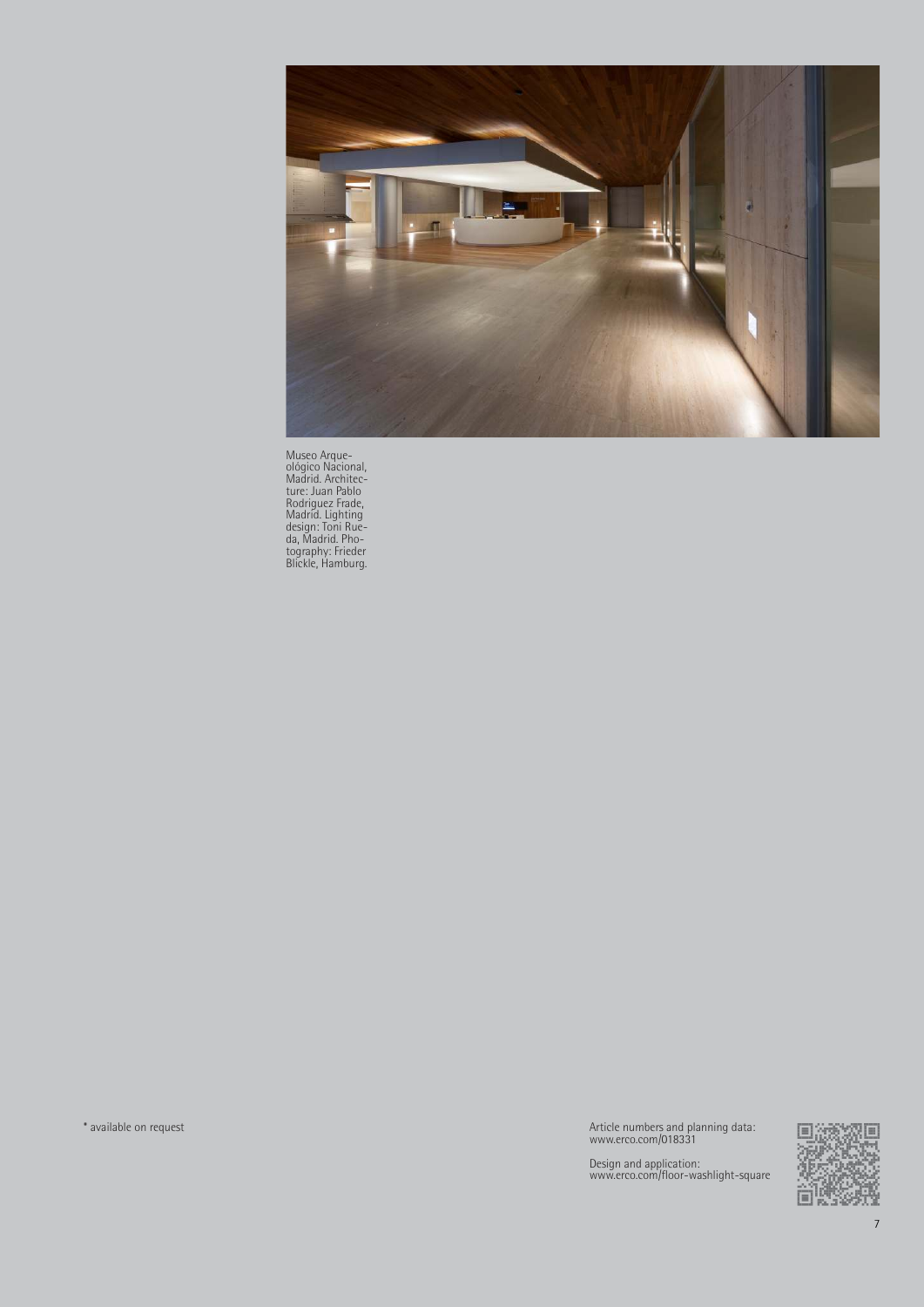Museo Arqueológico Nacional, Madrid. Architecture: Juan Pablo Rodriguez Frade, Madrid. Lighting design: Toni Rueda, Madrid. Photography: Frieder Blickle, Hamburg.

* available on request

Article numbers and planning data:
www.erco.com/018331

Design and application:
www.erco.com/floor-washlight-square